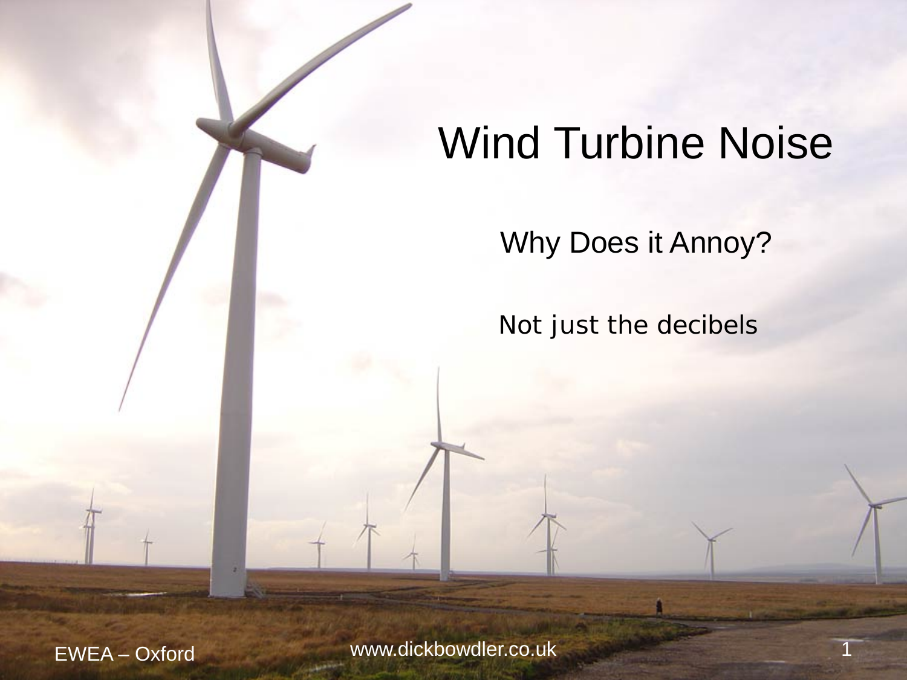# Wind Turbine Noise

## Why Does it Annoy?

Not just the decibels

EWEA – Oxford

www.dickbowdler.co.uk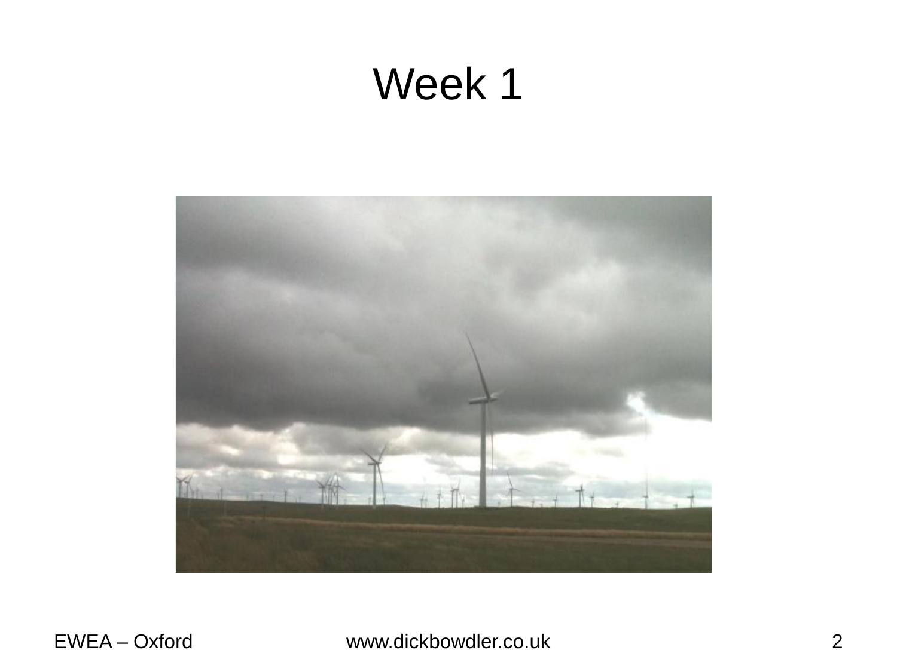# Week 1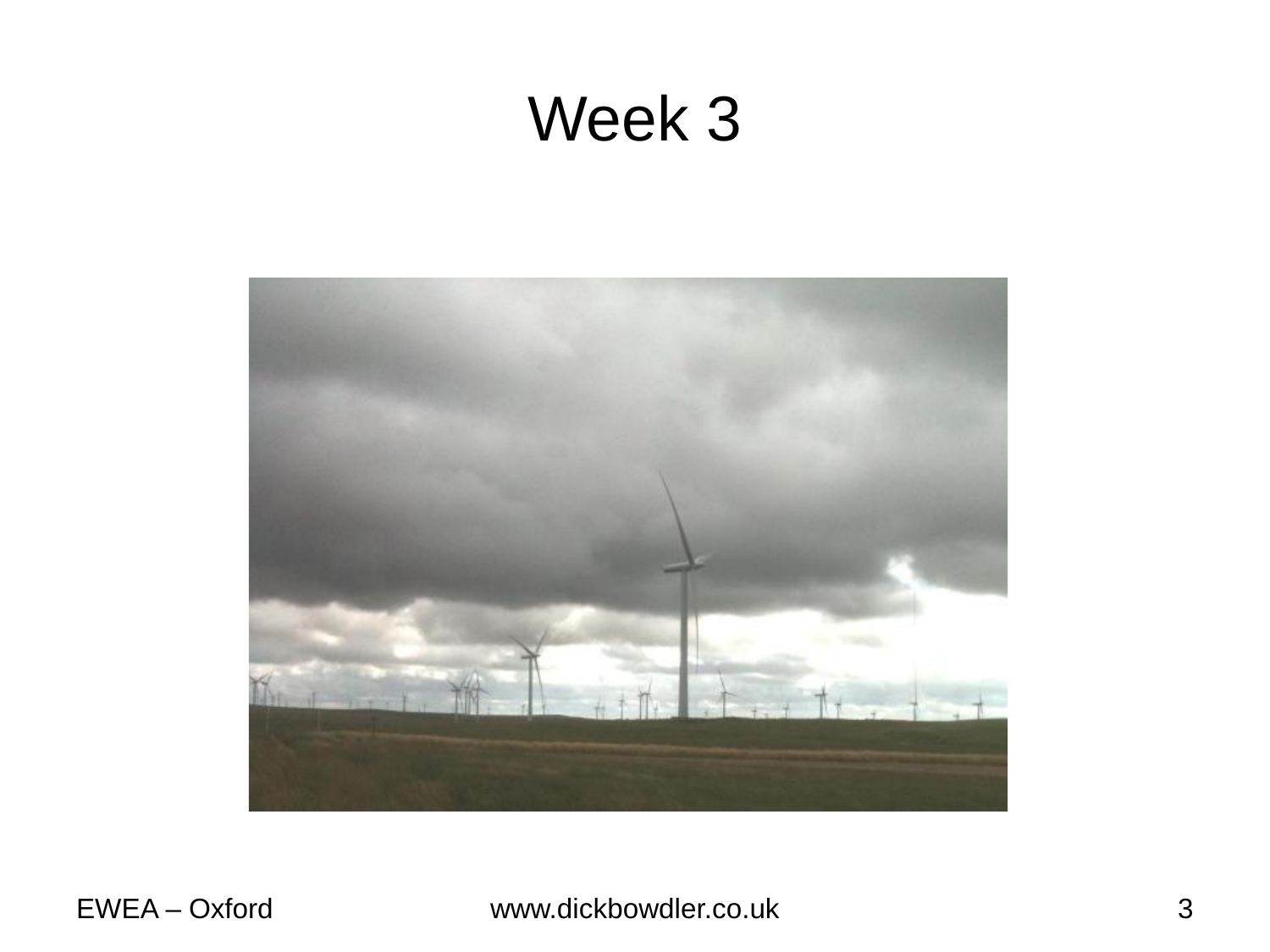# Week 3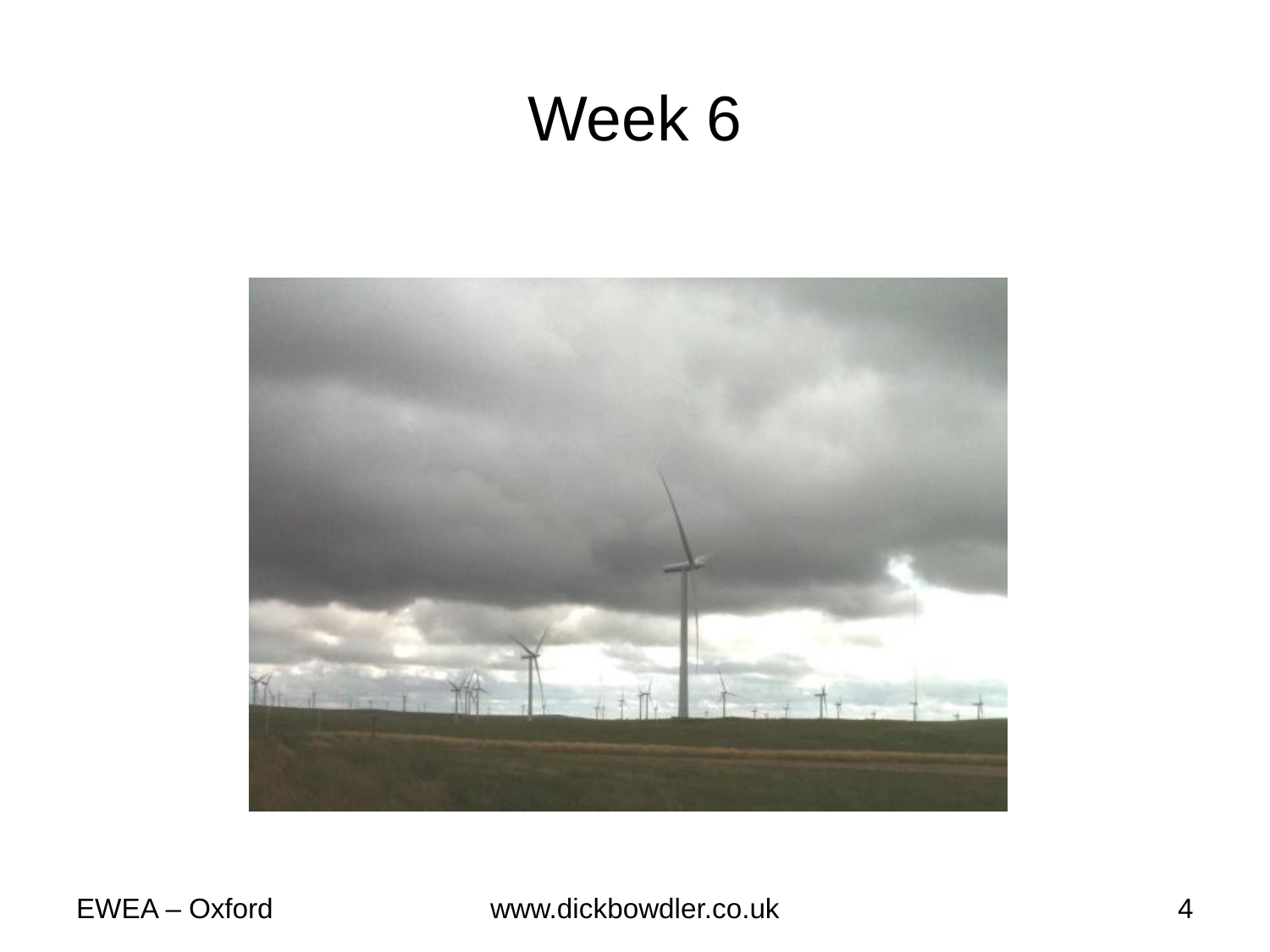# Week 6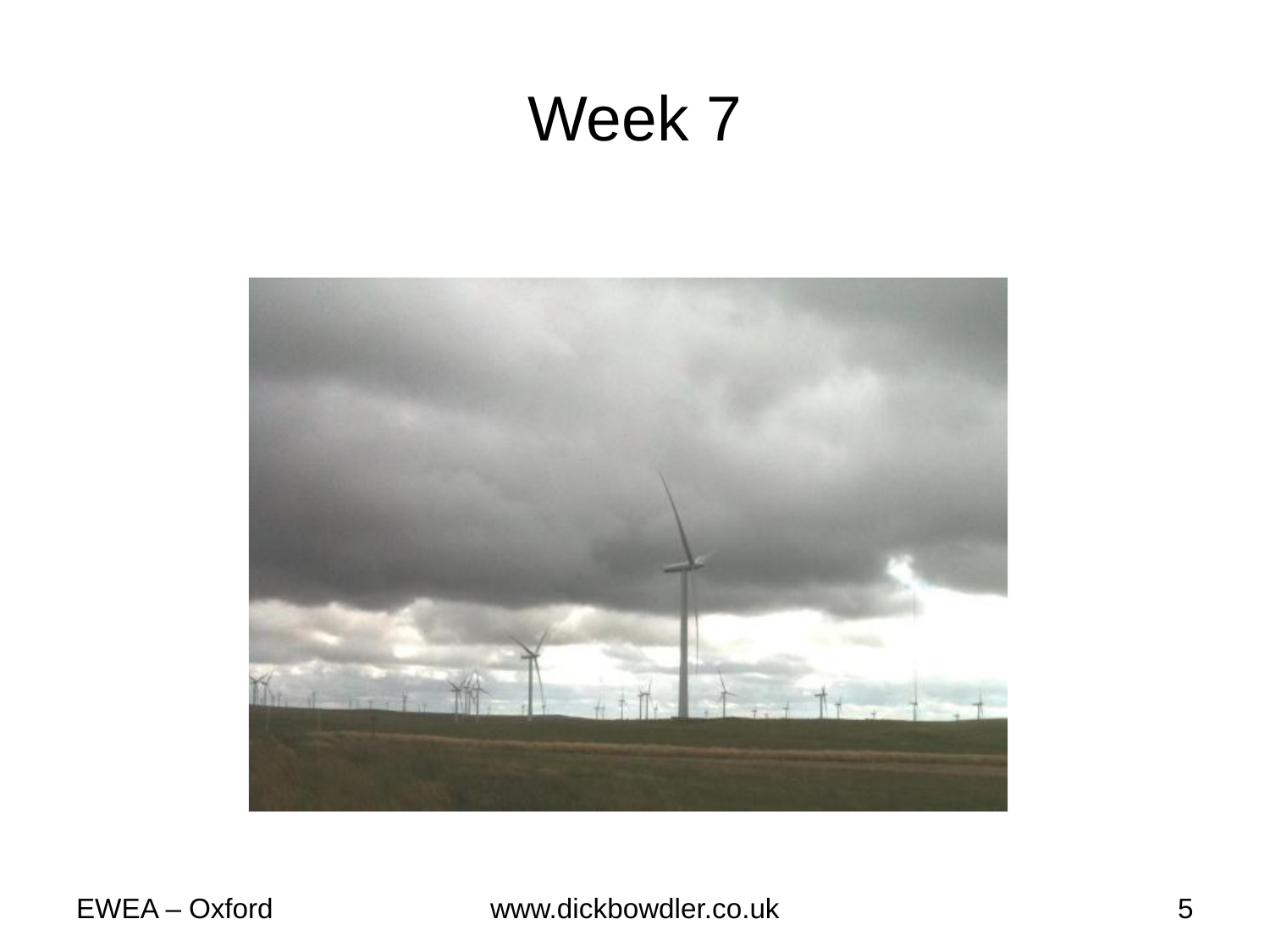# Week 7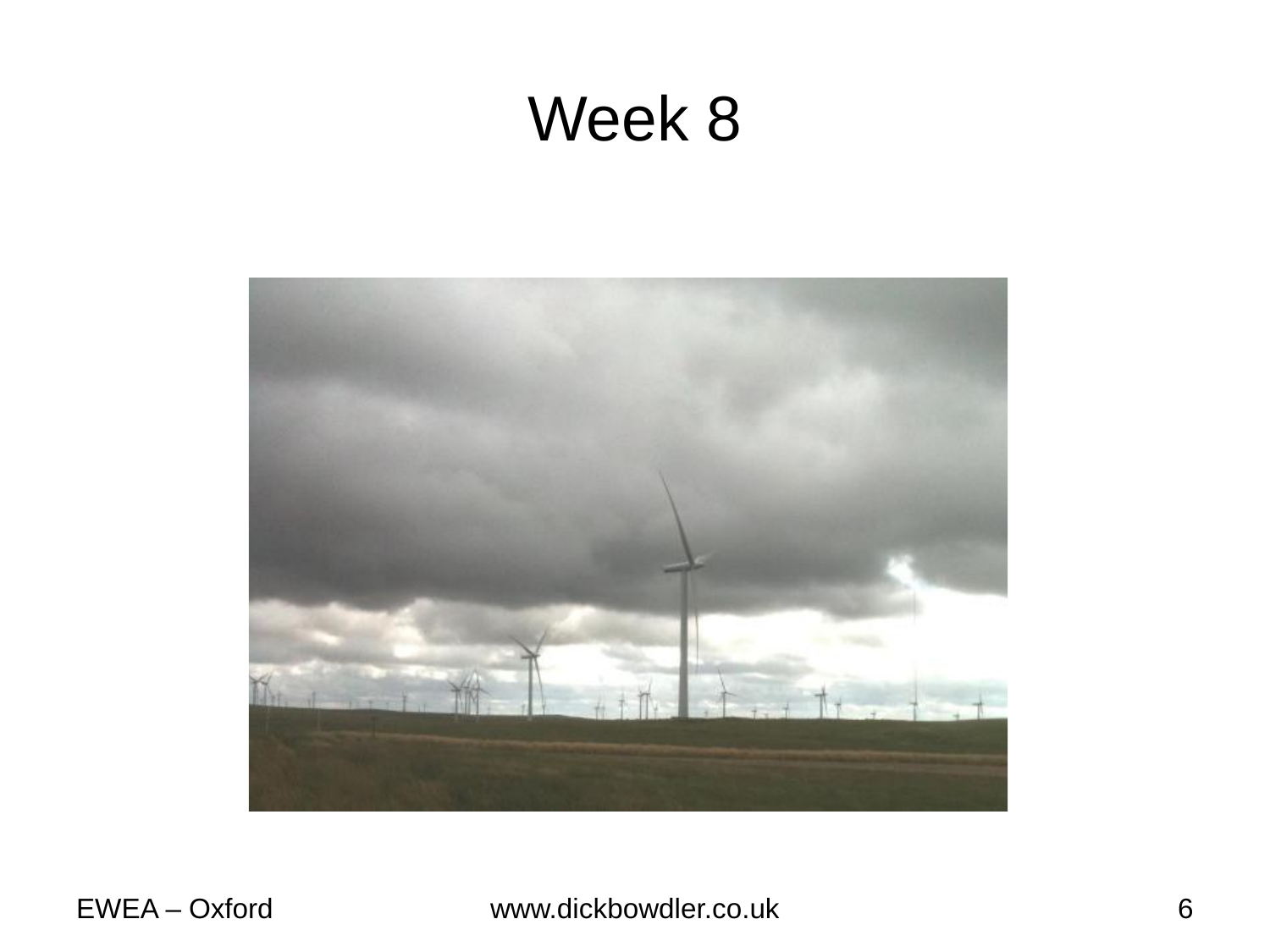# Week 8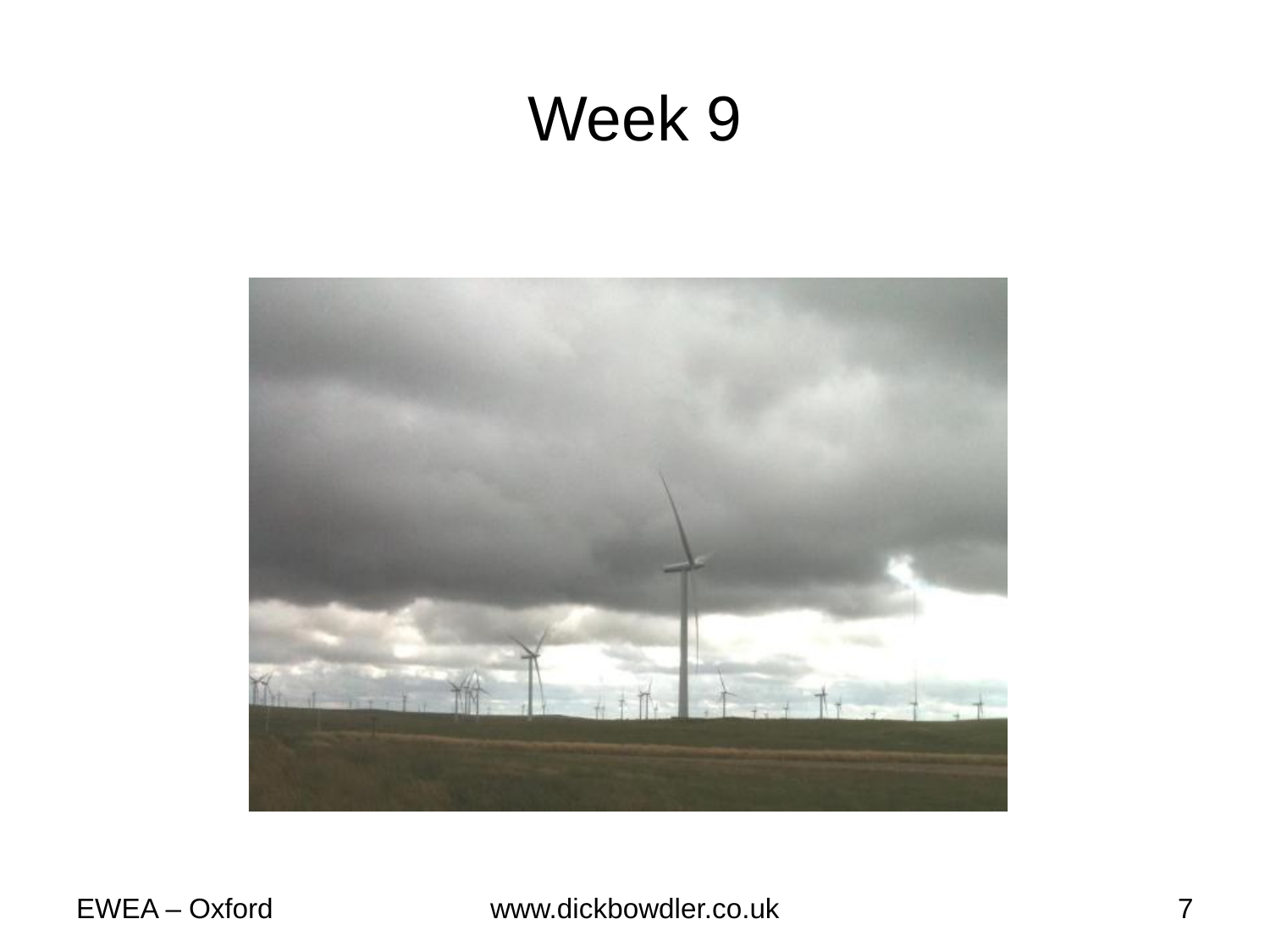# Week 9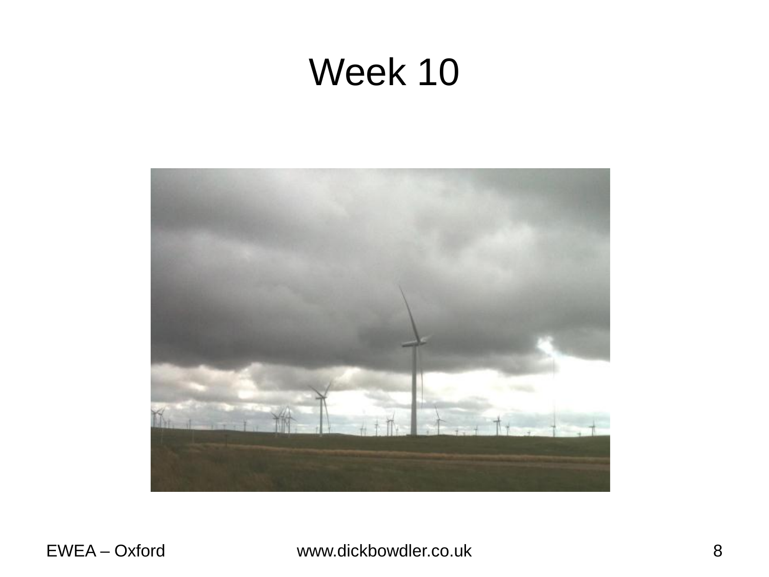# Week 10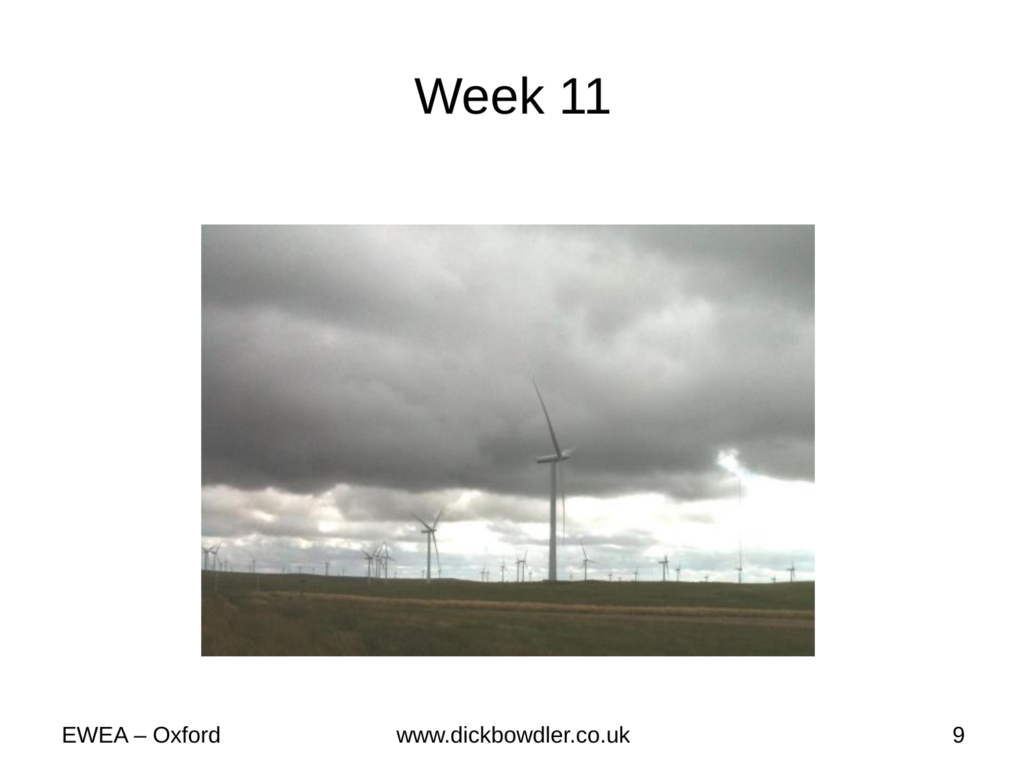# Week 11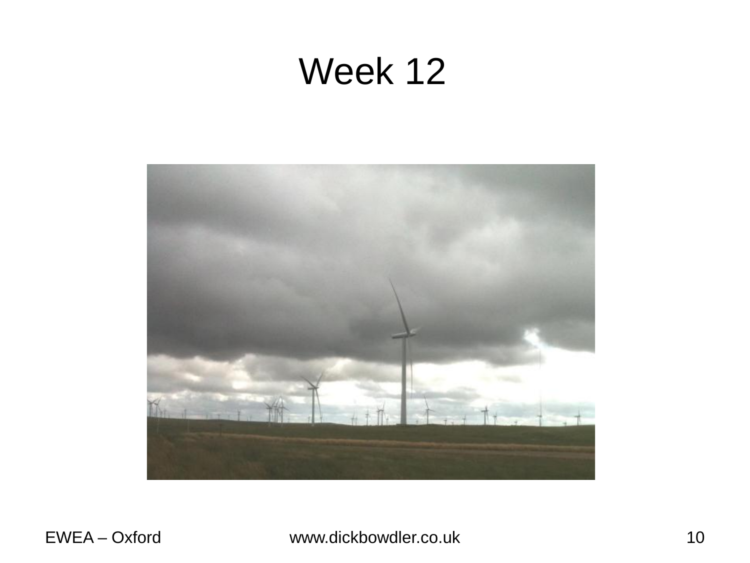# Week 12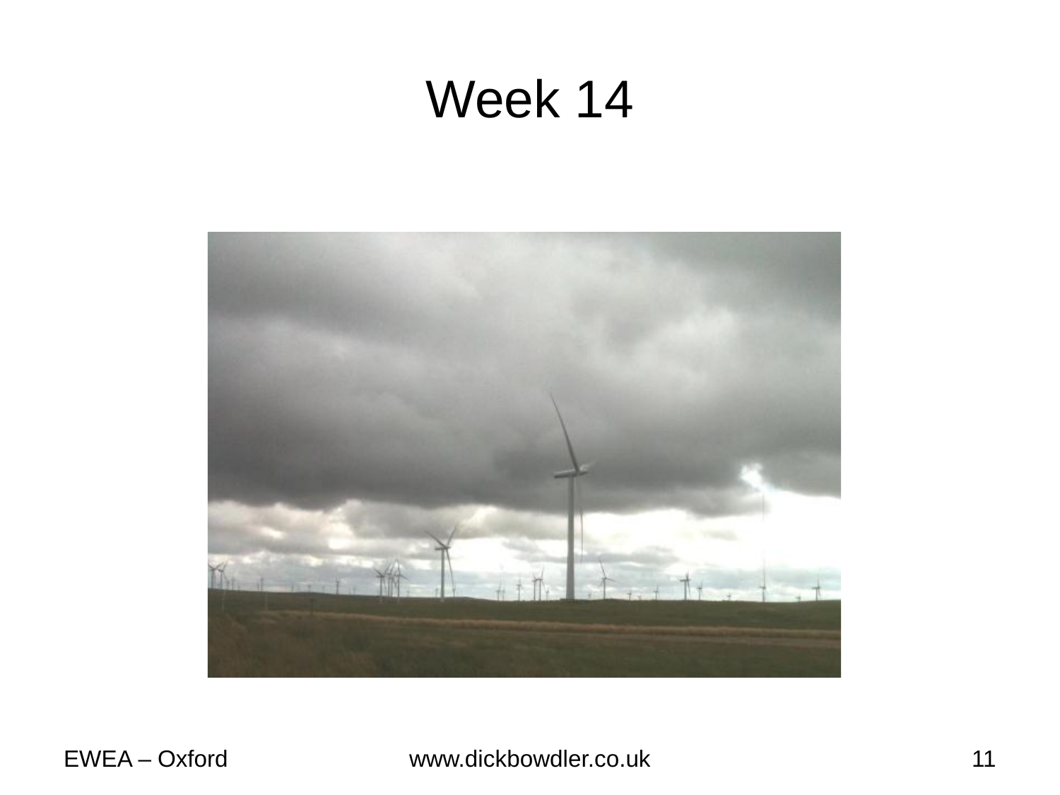# Week 14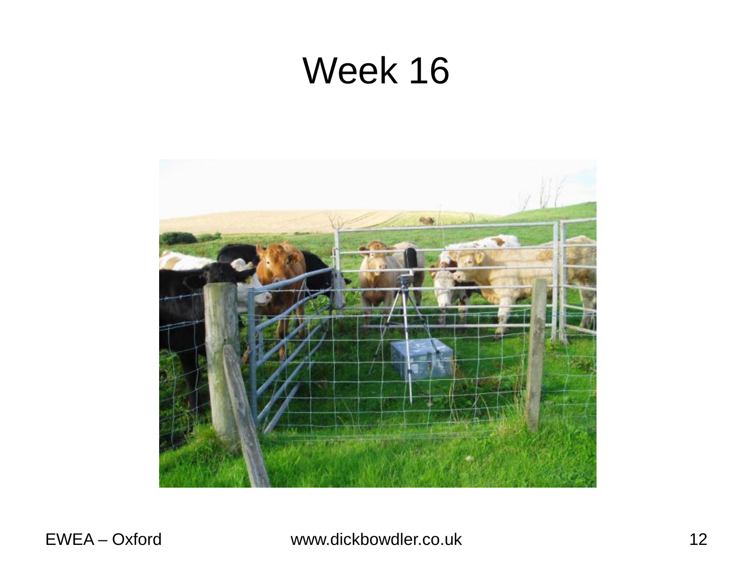# Week 16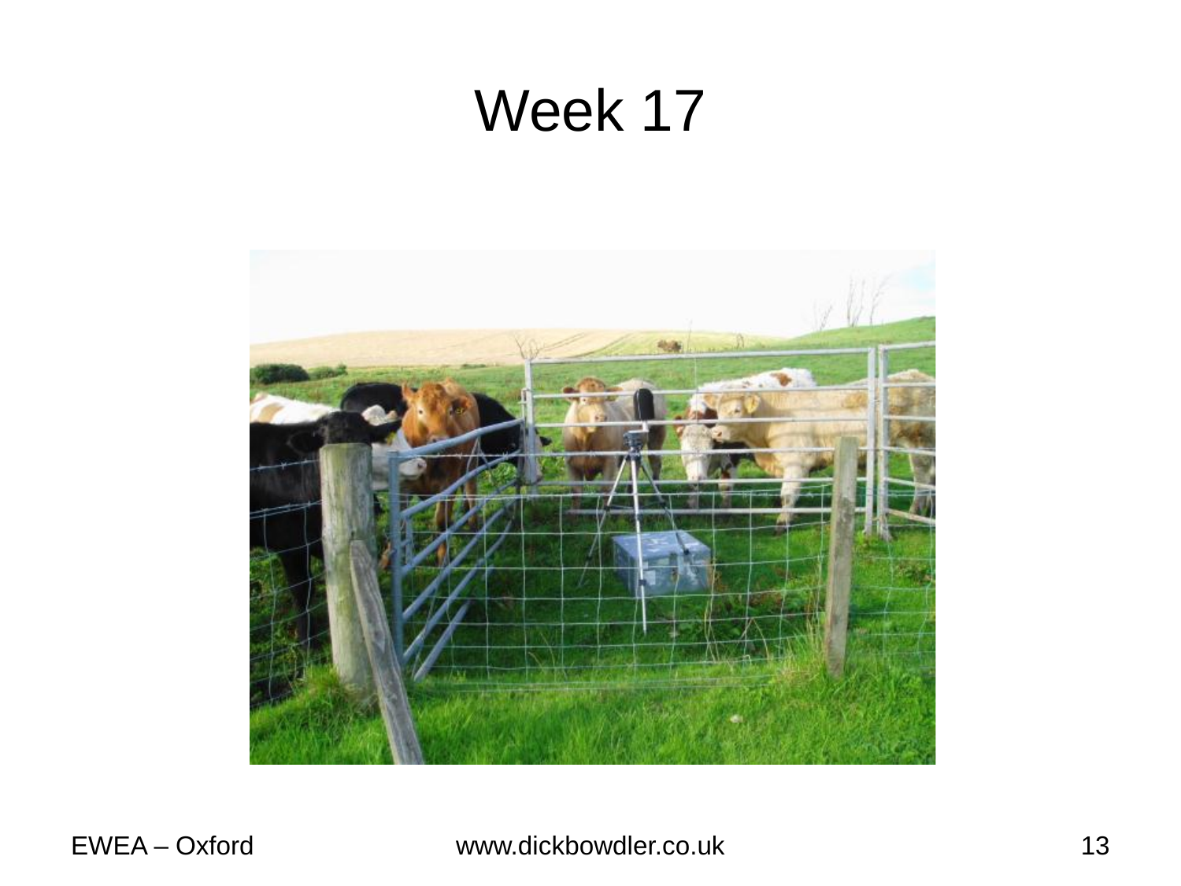# Week 17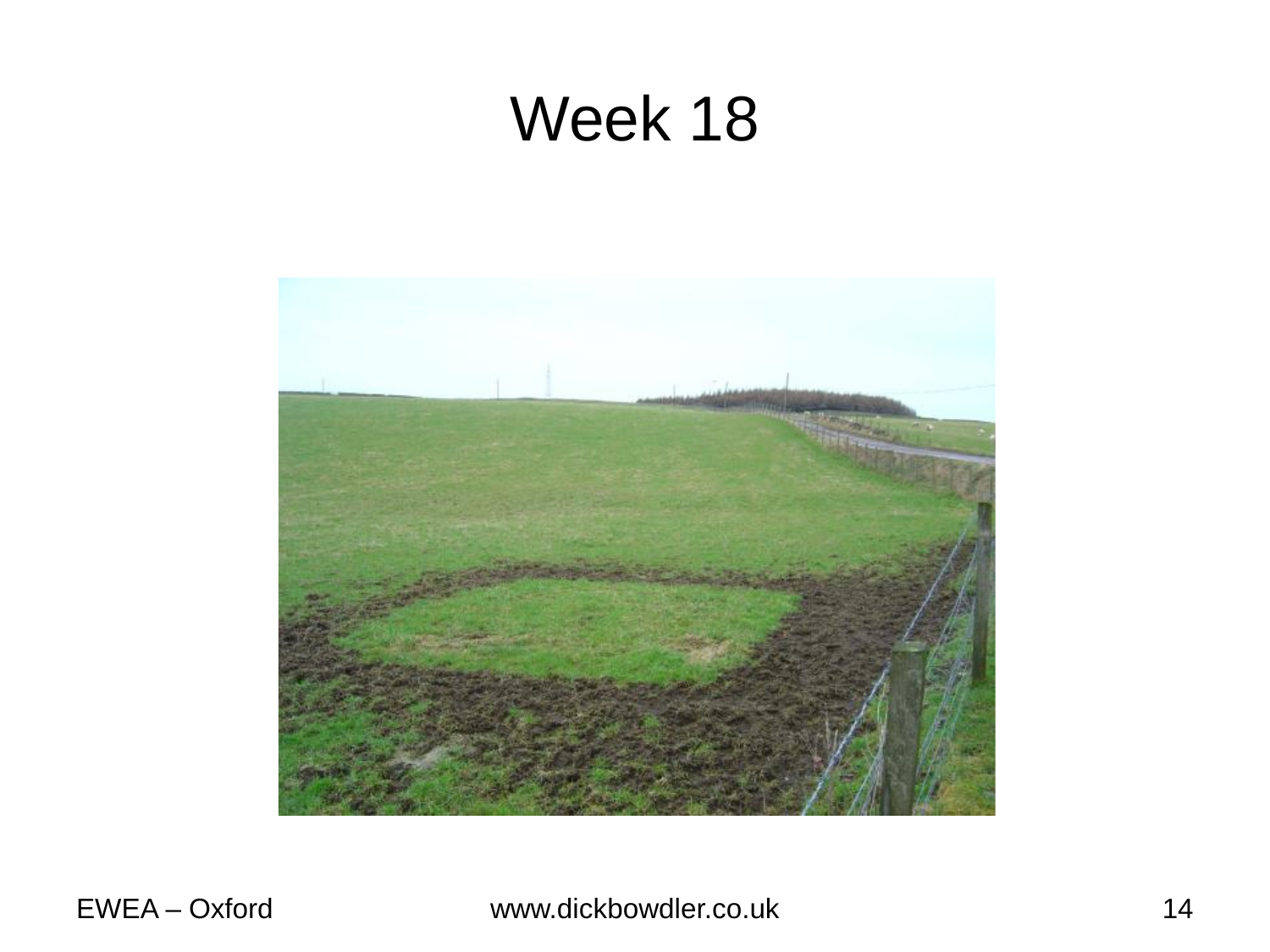# Week 18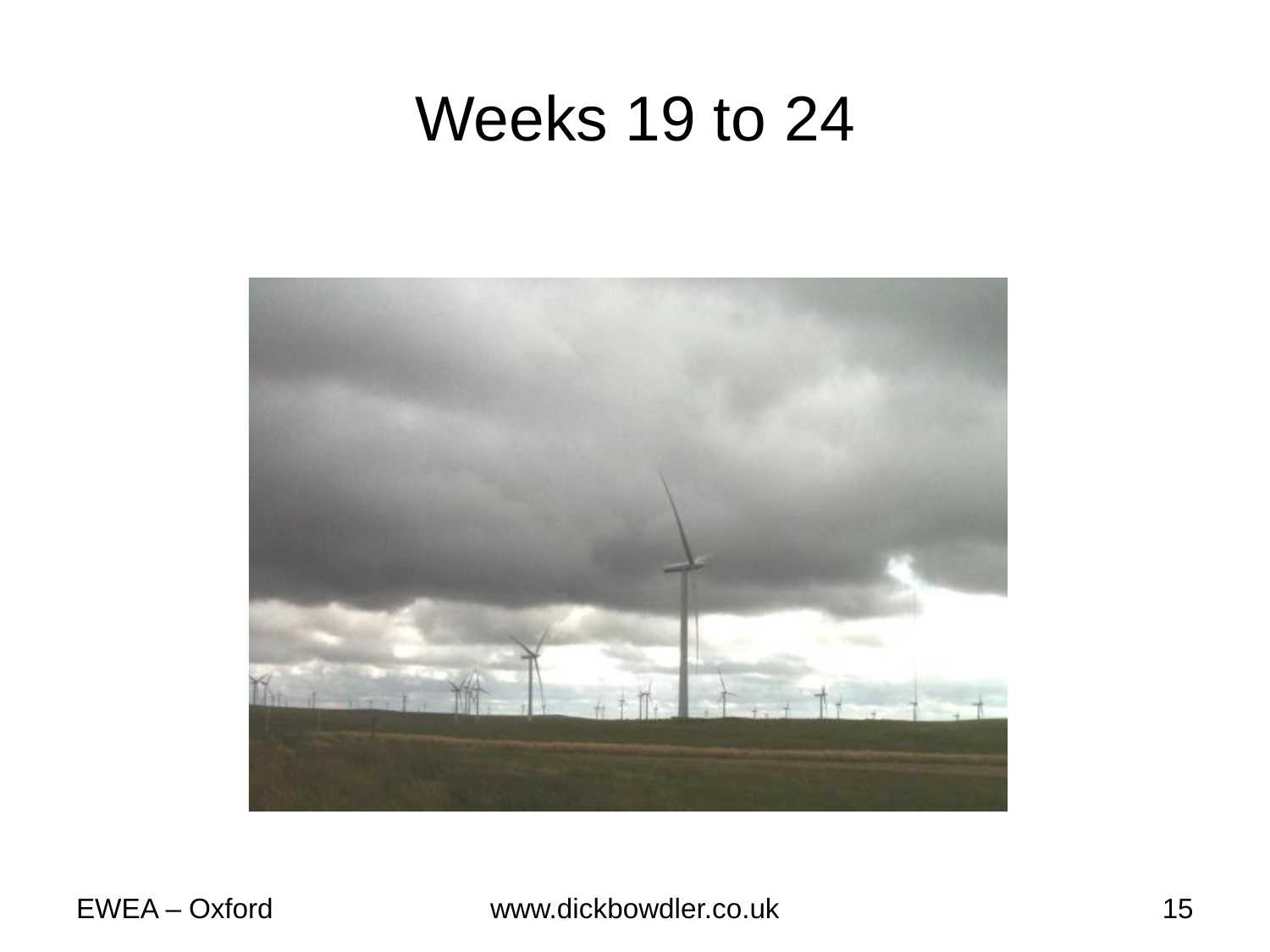# Weeks 19 to 24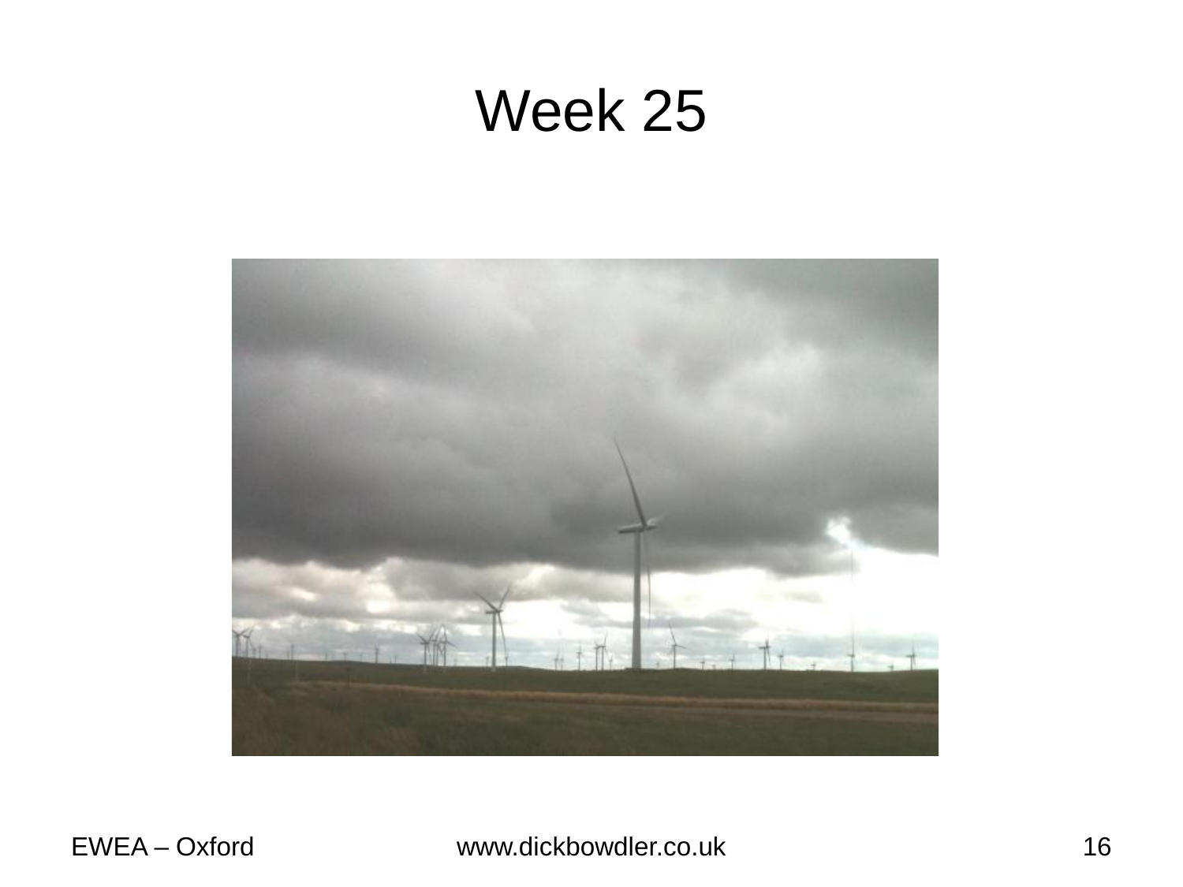# Week 25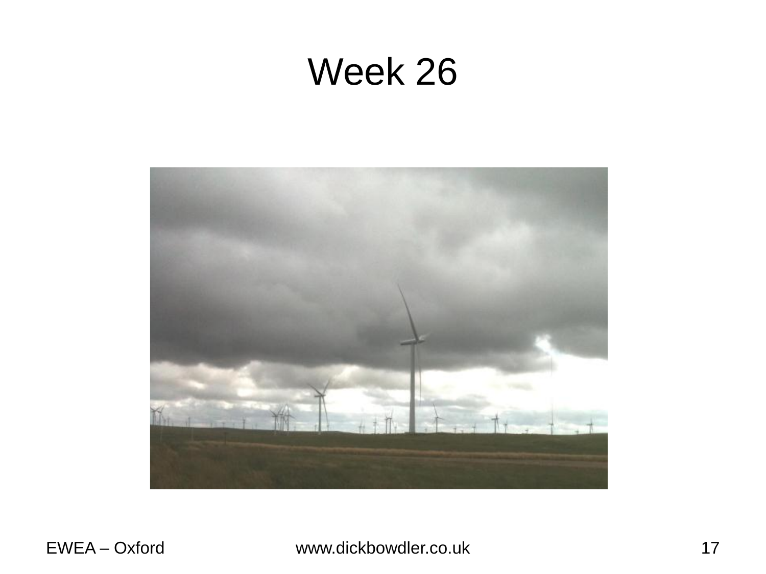# Week 26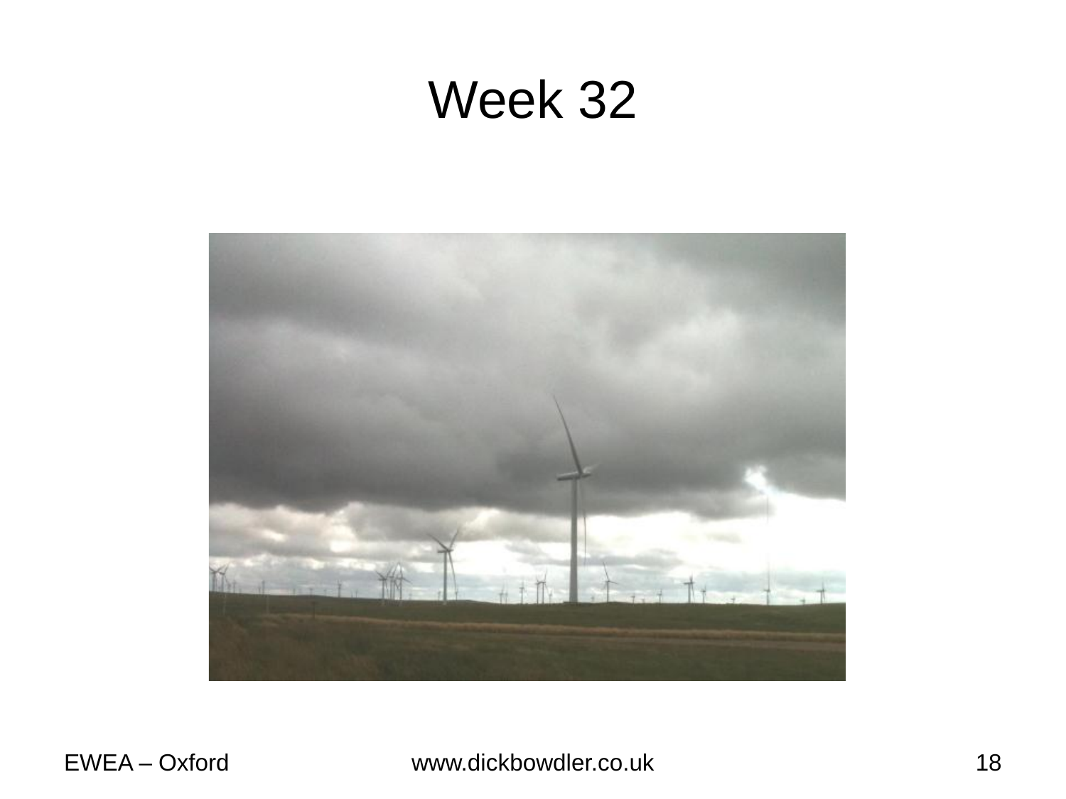# Week 32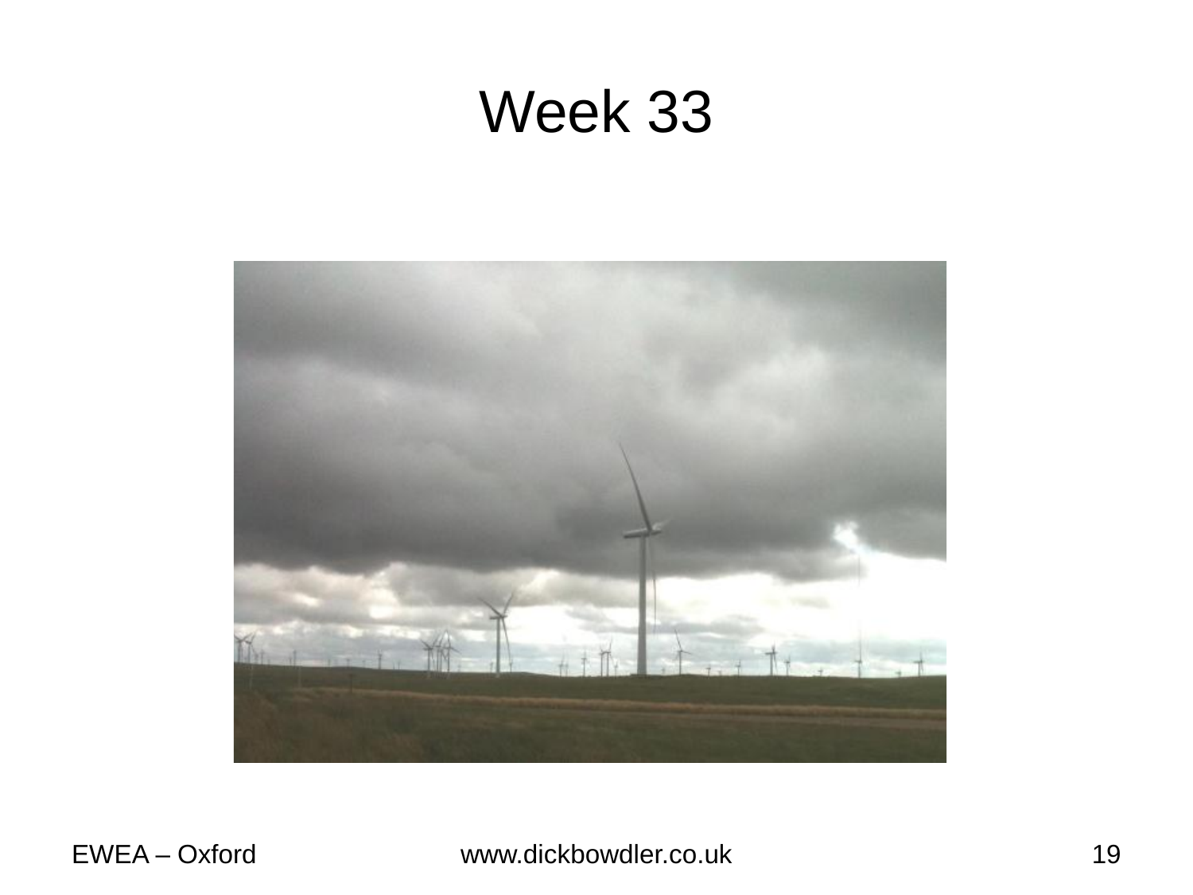# Week 33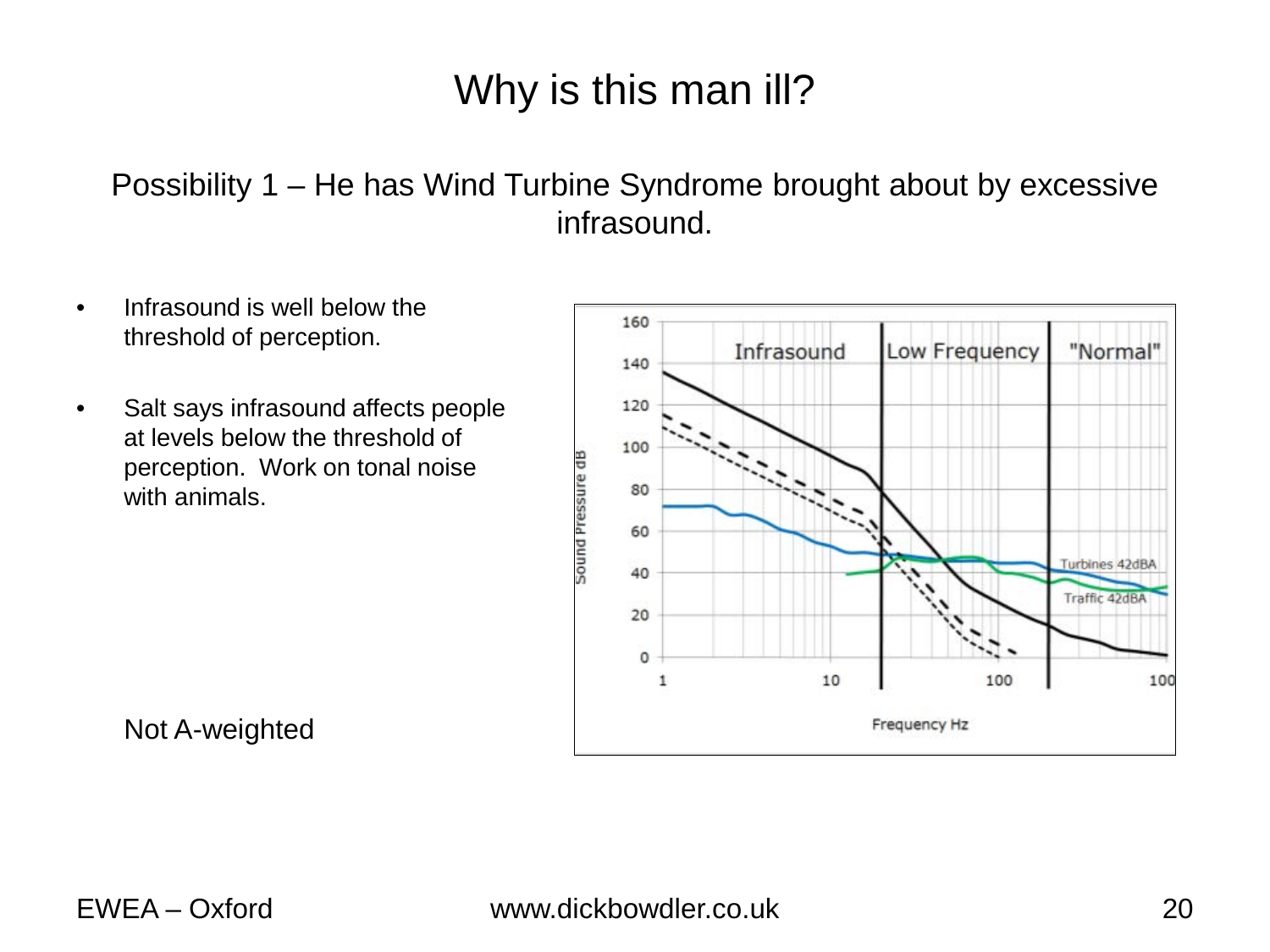# Why is this man ill?

Possibility 1 – He has Wind Turbine Syndrome brought about by excessive infrasound.

- Infrasound is well below the threshold of perception.
- Salt says infrasound affects people at levels below the threshold of perception. Work on tonal noise with animals.

Not A-weighted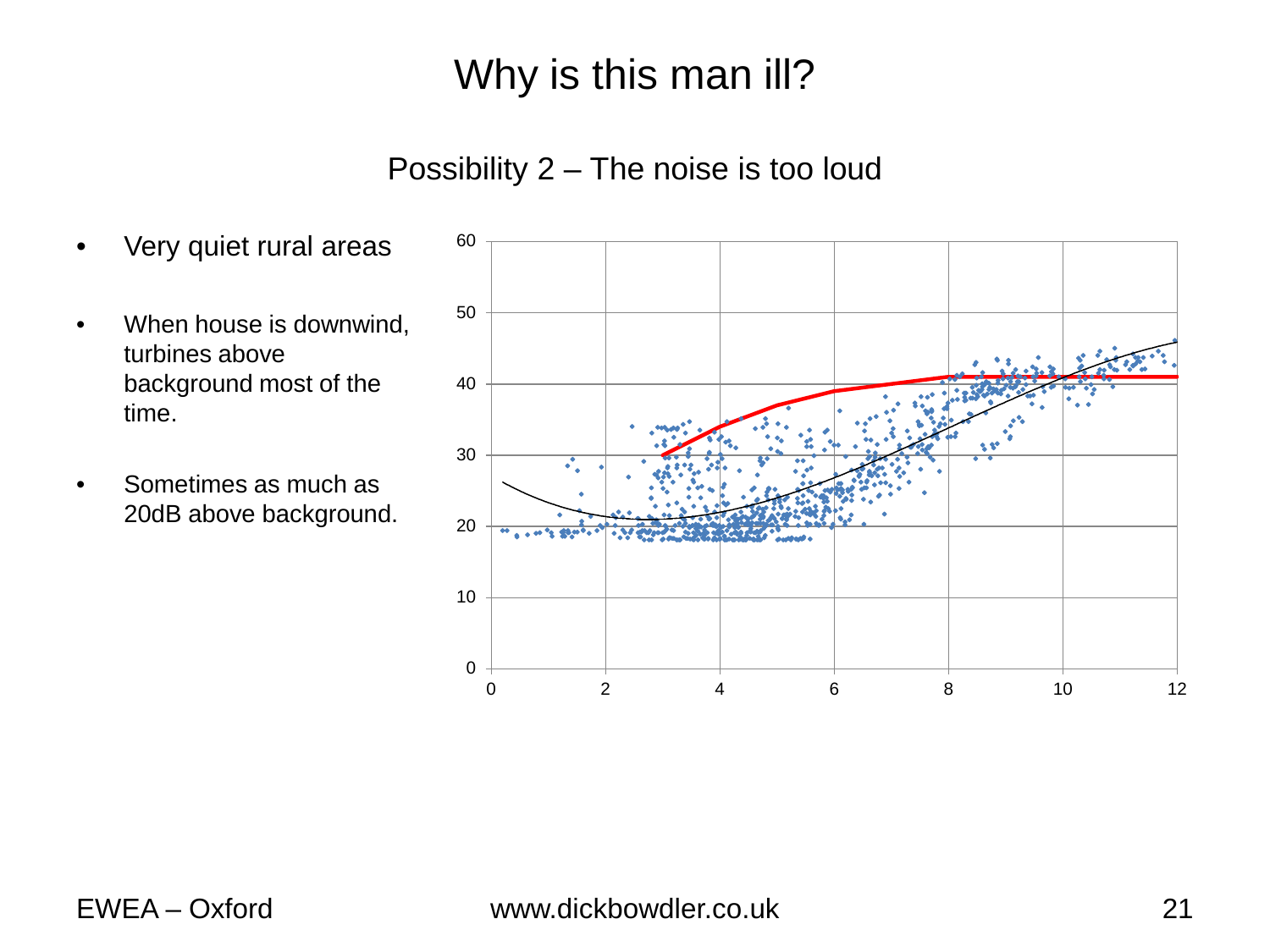# Why is this man ill?

## Possibility 2 – The noise is too loud

- Very quiet rural areas
- When house is downwind, turbines above background most of the time.
- Sometimes as much as 20dB above background.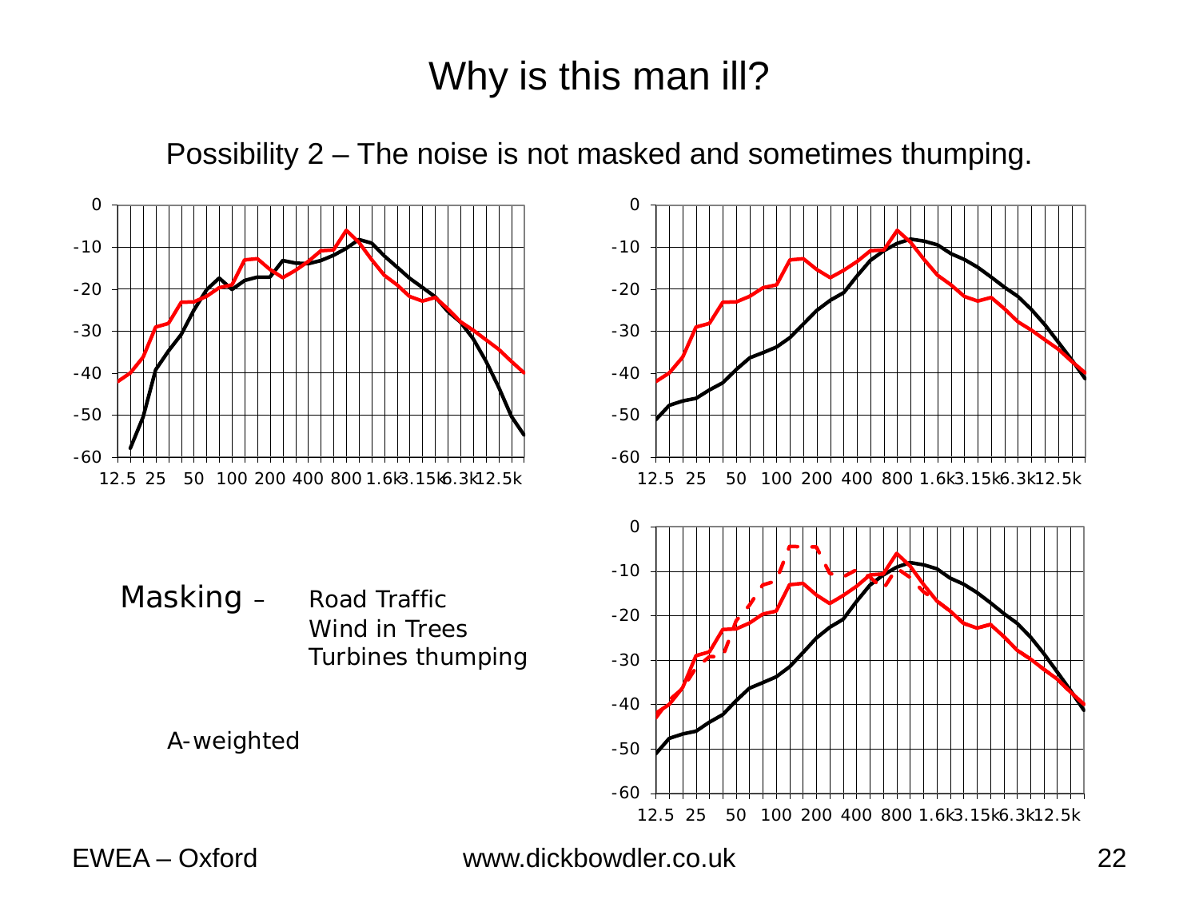# Why is this man ill?

Possibility 2 – The noise is not masked and sometimes thumping.

Masking – Road Traffic
Wind in Trees
Turbines thumping

A-weighted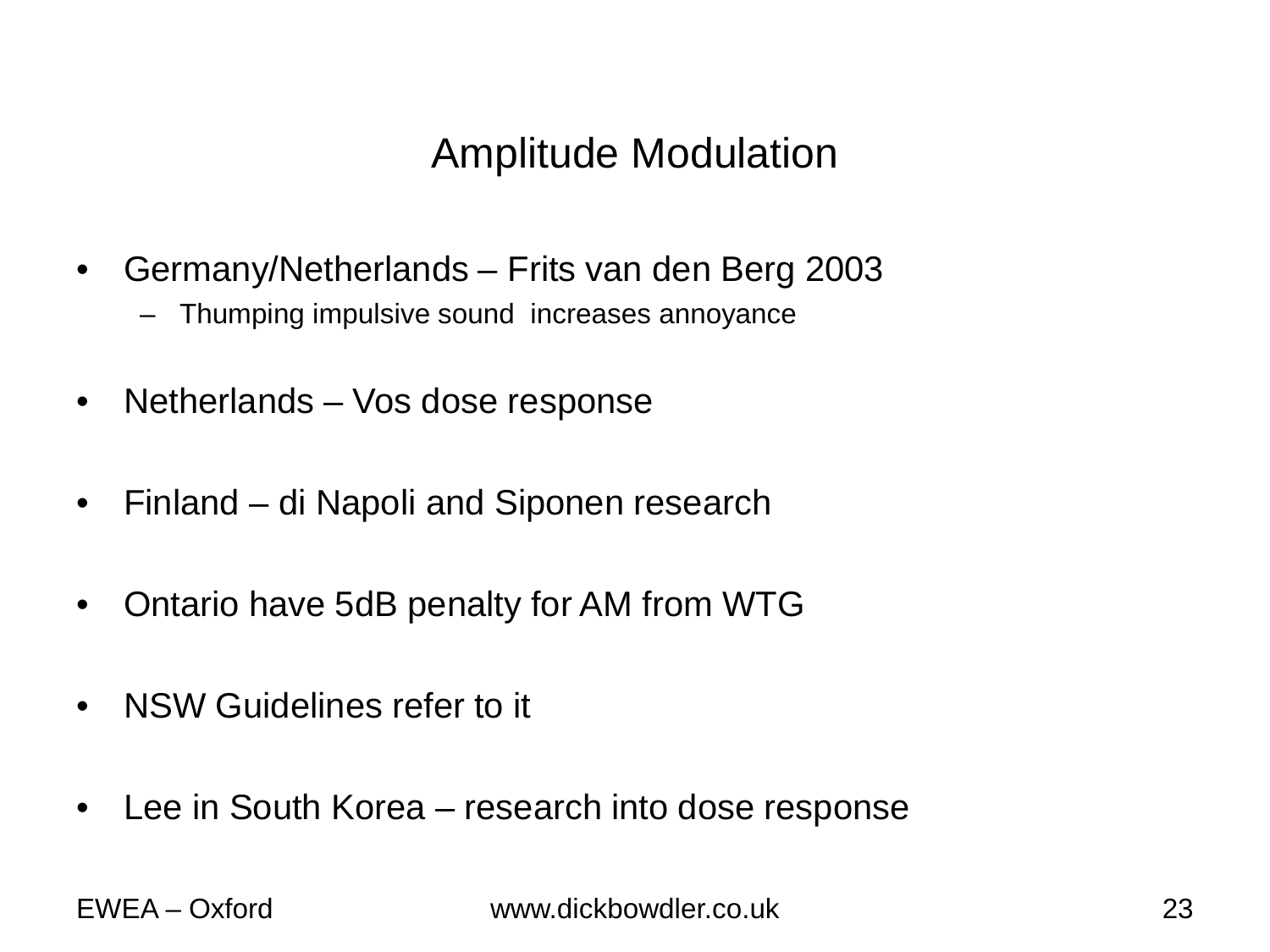# Amplitude Modulation

- Germany/Netherlands – Frits van den Berg 2003
  - Thumping impulsive sound increases annoyance
- Netherlands – Vos dose response
- Finland – di Napoli and Siponen research
- Ontario have 5dB penalty for AM from WTG
- NSW Guidelines refer to it
- Lee in South Korea – research into dose response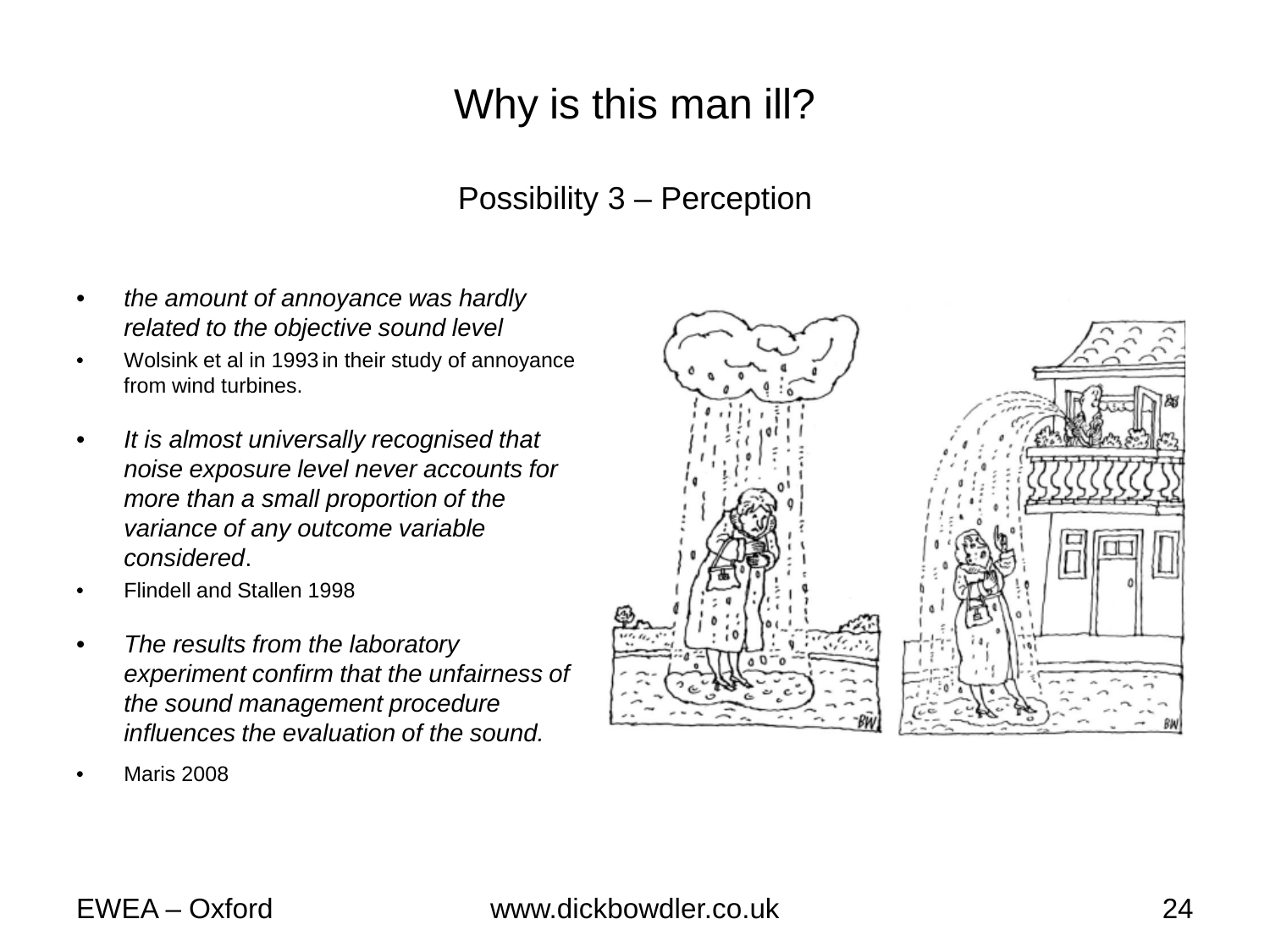# Why is this man ill?

## Possibility 3 – Perception

- *the amount of annoyance was hardly related to the objective sound level*
- Wolsink et al in 1993 in their study of annoyance from wind turbines.
- *It is almost universally recognised that noise exposure level never accounts for more than a small proportion of the variance of any outcome variable considered*.
- Flindell and Stallen 1998
- *The results from the laboratory experiment confirm that the unfairness of the sound management procedure influences the evaluation of the sound.*
- Maris 2008

EWEA – Oxford

www.dickbowdler.co.uk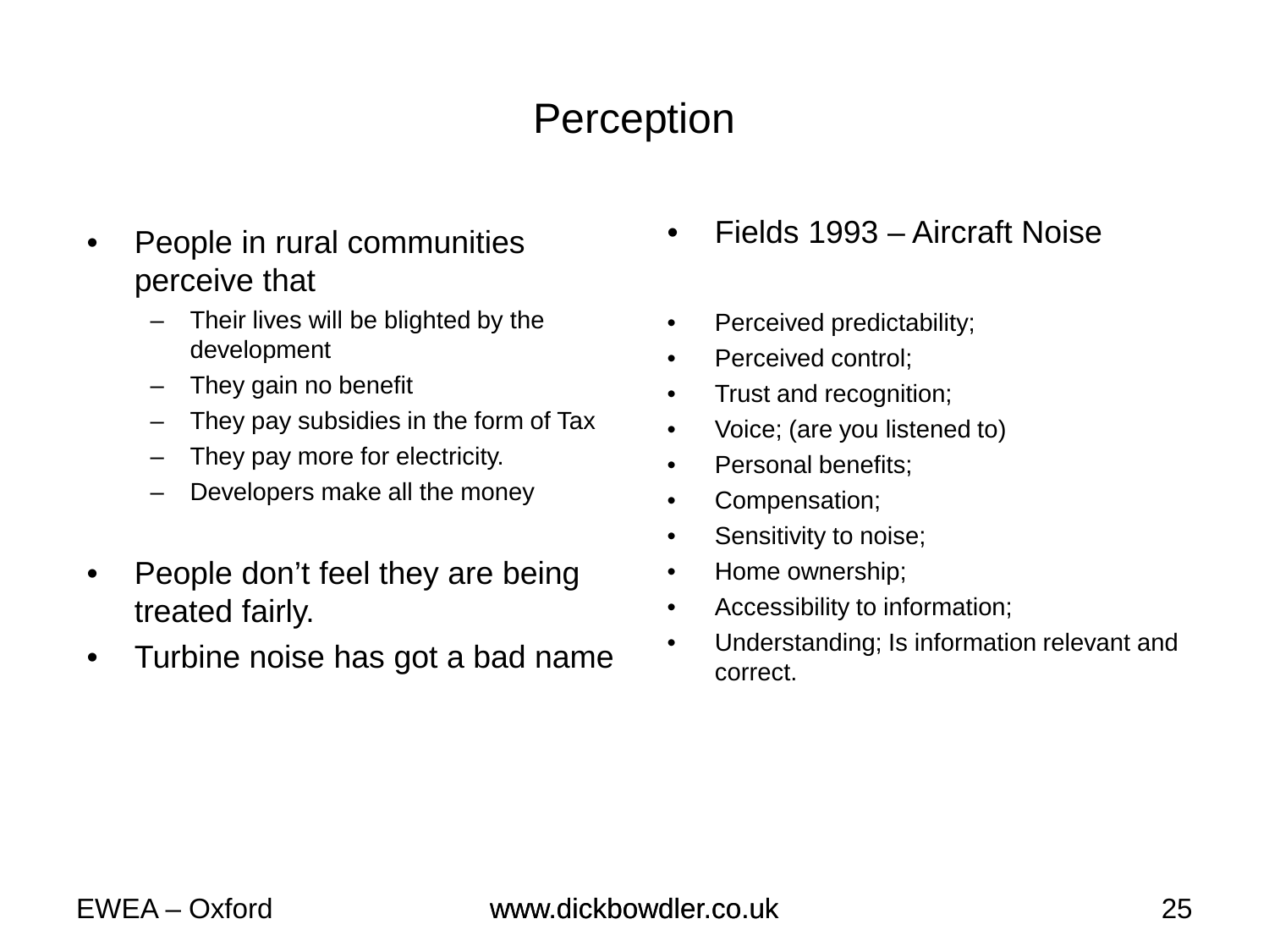# Perception

- People in rural communities perceive that
  - Their lives will be blighted by the development
  - They gain no benefit
  - They pay subsidies in the form of Tax
  - They pay more for electricity.
  - Developers make all the money
- People don't feel they are being treated fairly.
- Turbine noise has got a bad name

- Fields 1993 – Aircraft Noise

- Perceived predictability;
- Perceived control;
- Trust and recognition;
- Voice; (are you listened to)
- Personal benefits;
- Compensation;
- Sensitivity to noise;
- Home ownership;
- Accessibility to information;
- Understanding; Is information relevant and correct.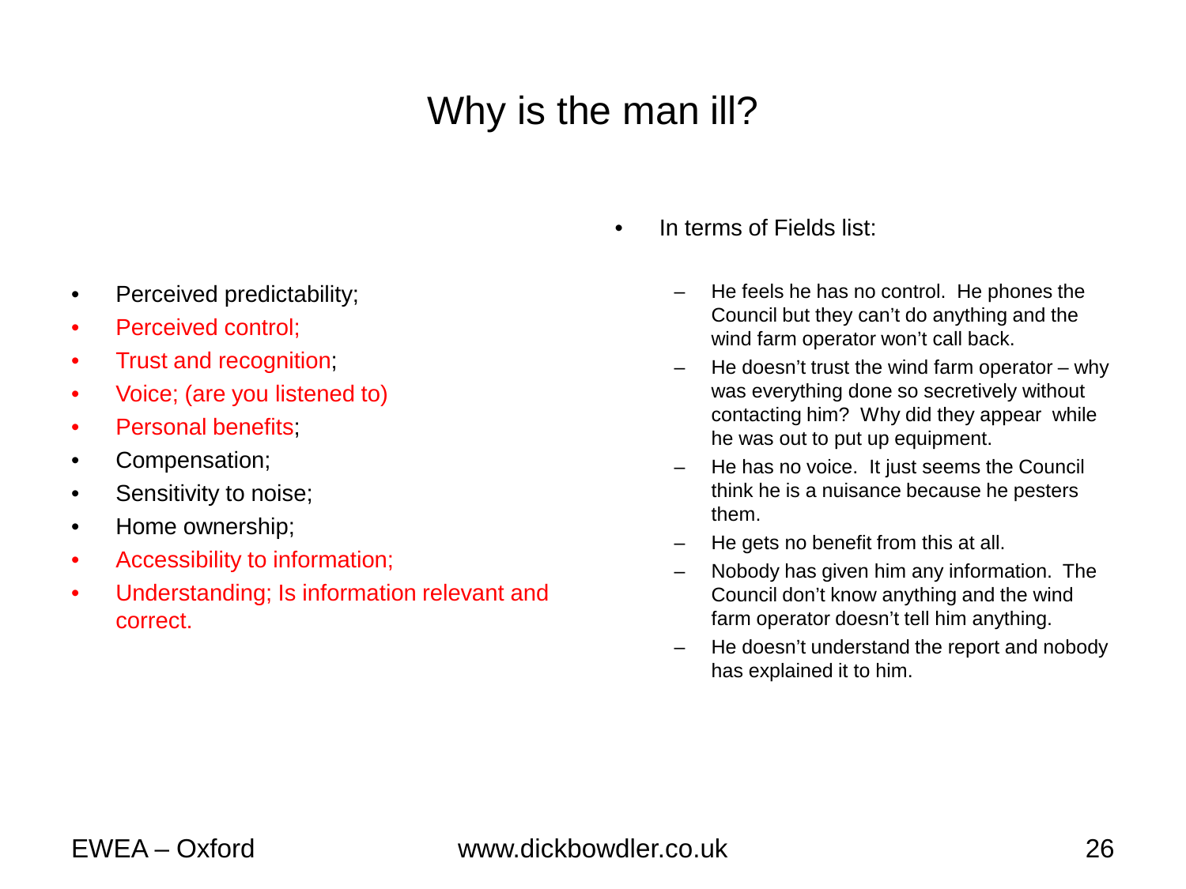# Why is the man ill?

- Perceived predictability;
- Perceived control;
- Trust and recognition;
- Voice; (are you listened to)
- Personal benefits;
- Compensation;
- Sensitivity to noise;
- Home ownership;
- Accessibility to information;
- Understanding; Is information relevant and correct.

- In terms of Fields list:
  - He feels he has no control. He phones the Council but they can't do anything and the wind farm operator won't call back.
  - He doesn't trust the wind farm operator – why was everything done so secretively without contacting him? Why did they appear while he was out to put up equipment.
  - He has no voice. It just seems the Council think he is a nuisance because he pesters them.
  - He gets no benefit from this at all.
  - Nobody has given him any information. The Council don't know anything and the wind farm operator doesn't tell him anything.
  - He doesn't understand the report and nobody has explained it to him.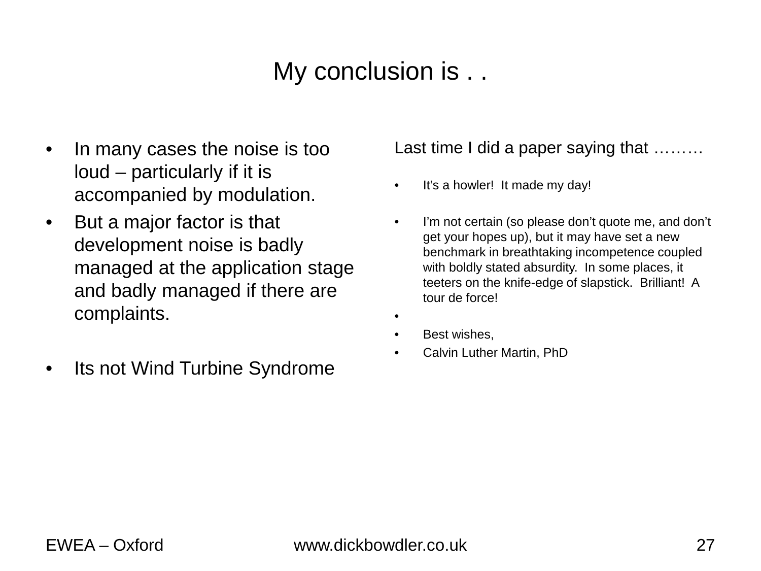# My conclusion is . .

- In many cases the noise is too loud – particularly if it is accompanied by modulation.
- But a major factor is that development noise is badly managed at the application stage and badly managed if there are complaints.

- Its not Wind Turbine Syndrome

Last time I did a paper saying that ………

- It's a howler! It made my day!

- I'm not certain (so please don't quote me, and don't get your hopes up), but it may have set a new benchmark in breathtaking incompetence coupled with boldly stated absurdity. In some places, it teeters on the knife-edge of slapstick. Brilliant! A tour de force!
- 
- Best wishes,
- Calvin Luther Martin, PhD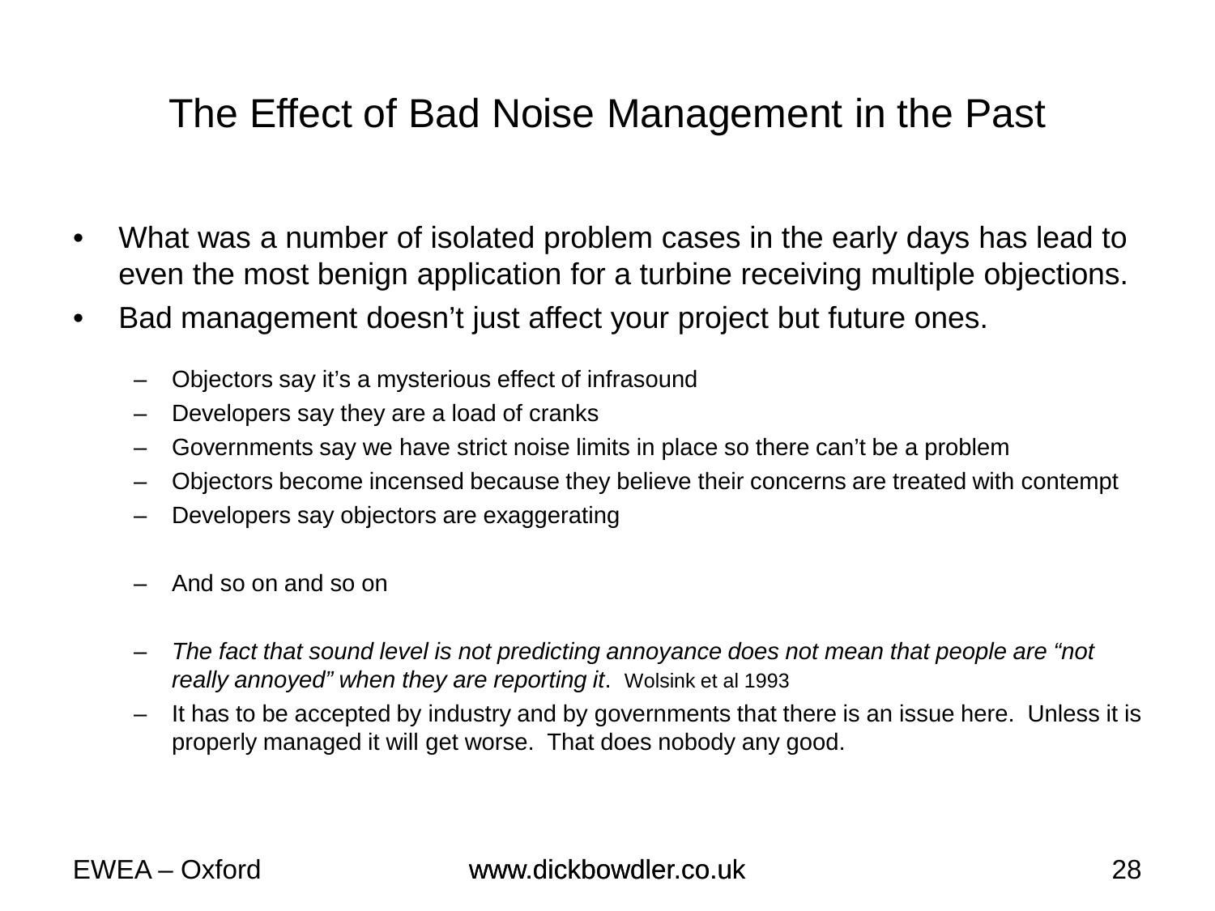# The Effect of Bad Noise Management in the Past

- What was a number of isolated problem cases in the early days has lead to even the most benign application for a turbine receiving multiple objections.
- Bad management doesn't just affect your project but future ones.
  - Objectors say it's a mysterious effect of infrasound
  - Developers say they are a load of cranks
  - Governments say we have strict noise limits in place so there can't be a problem
  - Objectors become incensed because they believe their concerns are treated with contempt
  - Developers say objectors are exaggerating
  - And so on and so on
  - *The fact that sound level is not predicting annoyance does not mean that people are "not really annoyed" when they are reporting it*. Wolsink et al 1993
  - It has to be accepted by industry and by governments that there is an issue here. Unless it is properly managed it will get worse. That does nobody any good.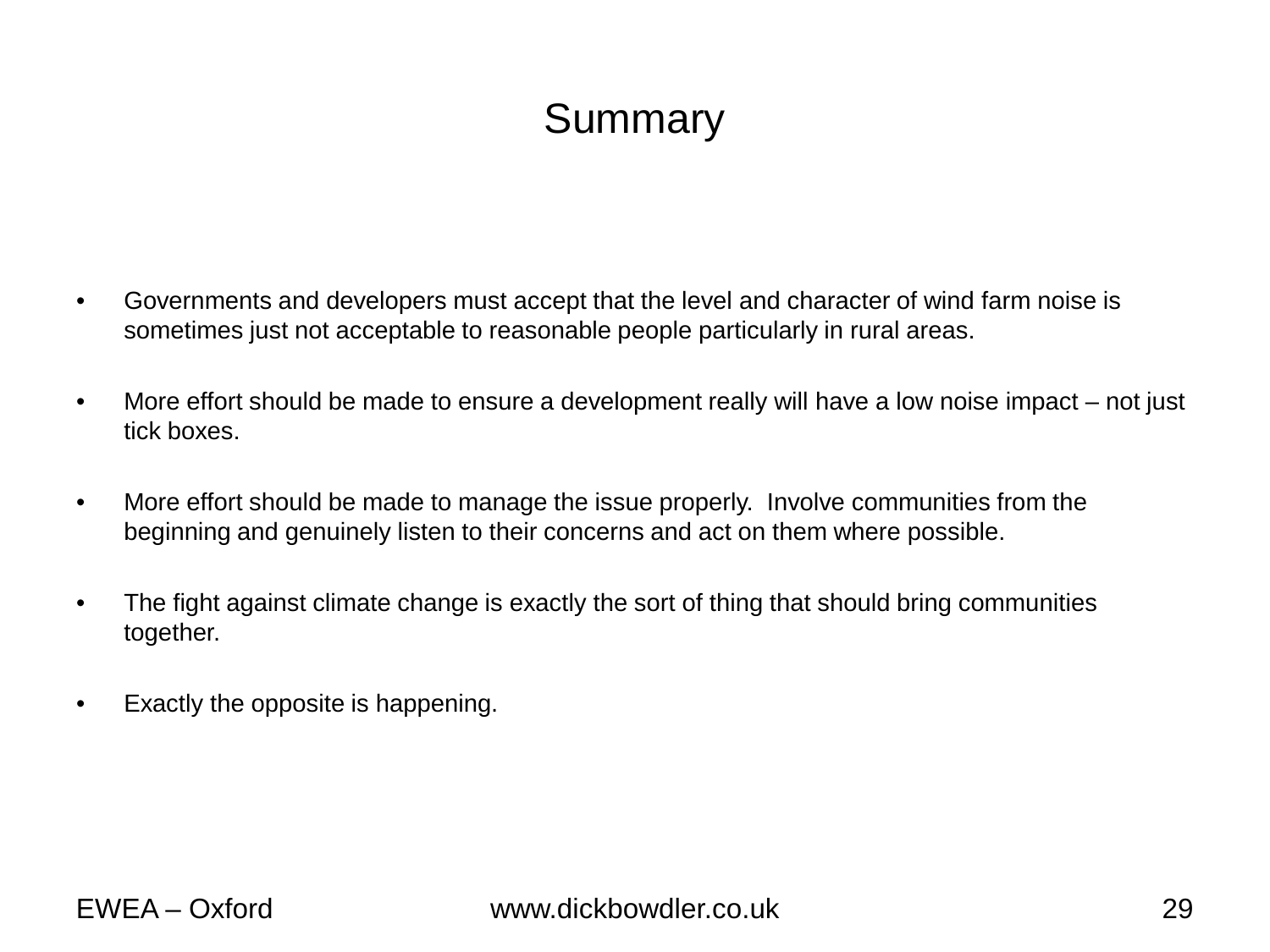# Summary

- Governments and developers must accept that the level and character of wind farm noise is sometimes just not acceptable to reasonable people particularly in rural areas.
- More effort should be made to ensure a development really will have a low noise impact – not just tick boxes.
- More effort should be made to manage the issue properly. Involve communities from the beginning and genuinely listen to their concerns and act on them where possible.
- The fight against climate change is exactly the sort of thing that should bring communities together.
- Exactly the opposite is happening.